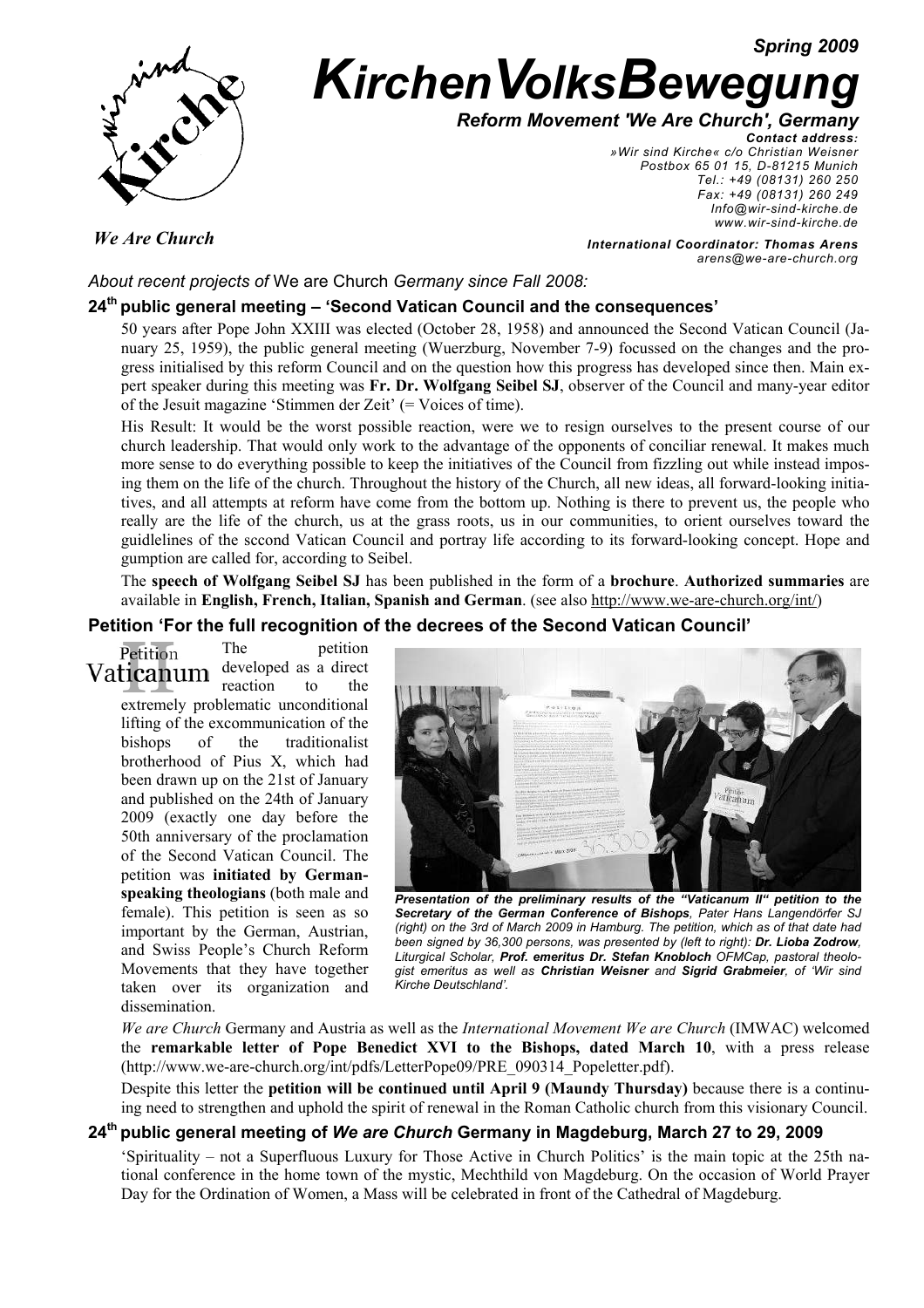Spring 2009

# KirchenVolksBewegung

***Reform Movement 'We Are Church', Germany***

*Contact address:*
*»Wir sind Kirche« c/o Christian Weisner*
*Postbox 65 01 15, D-81215 Munich*
*Tel.: +49 (08131) 260 250*
*Fax: +49 (08131) 260 249*
*Info@wir-sind-kirche.de*
*www.wir-sind-kirche.de*

*We Are Church*

***International Coordinator: Thomas Arens***
*arens@we-are-church.org*

*About recent projects of* We are Church *Germany since Fall 2008:*

## 24th public general meeting – 'Second Vatican Council and the consequences'

50 years after Pope John XXIII was elected (October 28, 1958) and announced the Second Vatican Council (January 25, 1959), the public general meeting (Wuerzburg, November 7-9) focussed on the changes and the progress initialised by this reform Council and on the question how this progress has developed since then. Main expert speaker during this meeting was **Fr. Dr. Wolfgang Seibel SJ**, observer of the Council and many-year editor of the Jesuit magazine 'Stimmen der Zeit' (= Voices of time).

His Result: It would be the worst possible reaction, were we to resign ourselves to the present course of our church leadership. That would only work to the advantage of the opponents of conciliar renewal. It makes much more sense to do everything possible to keep the initiatives of the Council from fizzling out while instead imposing them on the life of the church. Throughout the history of the Church, all new ideas, all forward-looking initiatives, and all attempts at reform have come from the bottom up. Nothing is there to prevent us, the people who really are the life of the church, us at the grass roots, us in our communities, to orient ourselves toward the guidlelines of the sccond Vatican Council and portray life according to its forward-looking concept. Hope and gumption are called for, according to Seibel.

The **speech of Wolfgang Seibel SJ** has been published in the form of a **brochure**. **Authorized summaries** are available in **English, French, Italian, Spanish and German**. (see also http://www.we-are-church.org/int/)

## Petition 'For the full recognition of the decrees of the Second Vatican Council'

Petition Vaticanum II

The petition developed as a direct reaction to the extremely problematic unconditional lifting of the excommunication of the bishops of the traditionalist brotherhood of Pius X, which had been drawn up on the 21st of January and published on the 24th of January 2009 (exactly one day before the 50th anniversary of the proclamation of the Second Vatican Council. The petition was **initiated by German-speaking theologians** (both male and female). This petition is seen as so important by the German, Austrian, and Swiss People's Church Reform Movements that they have together taken over its organization and dissemination.

***Presentation of the preliminary results of the "Vaticanum II" petition to the Secretary of the German Conference of Bishops****, Pater Hans Langendörfer SJ (right) on the 3rd of March 2009 in Hamburg. The petition, which as of that date had been signed by 36,300 persons, was presented by (left to right):* ***Dr. Lioba Zodrow****, Liturgical Scholar,* ***Prof. emeritus Dr. Stefan Knobloch*** *OFMCap, pastoral theologist emeritus as well as* ***Christian Weisner*** *and* ***Sigrid Grabmeier****, of 'Wir sind Kirche Deutschland'.*

*We are Church* Germany and Austria as well as the *International Movement We are Church* (IMWAC) welcomed the **remarkable letter of Pope Benedict XVI to the Bishops, dated March 10**, with a press release (http://www.we-are-church.org/int/pdfs/LetterPope09/PRE_090314_Popeletter.pdf).

Despite this letter the **petition will be continued until April 9 (Maundy Thursday)** because there is a continuing need to strengthen and uphold the spirit of renewal in the Roman Catholic church from this visionary Council.

## 24th public general meeting of *We are Church* Germany in Magdeburg, March 27 to 29, 2009

'Spirituality – not a Superfluous Luxury for Those Active in Church Politics' is the main topic at the 25th national conference in the home town of the mystic, Mechthild von Magdeburg. On the occasion of World Prayer Day for the Ordination of Women, a Mass will be celebrated in front of the Cathedral of Magdeburg.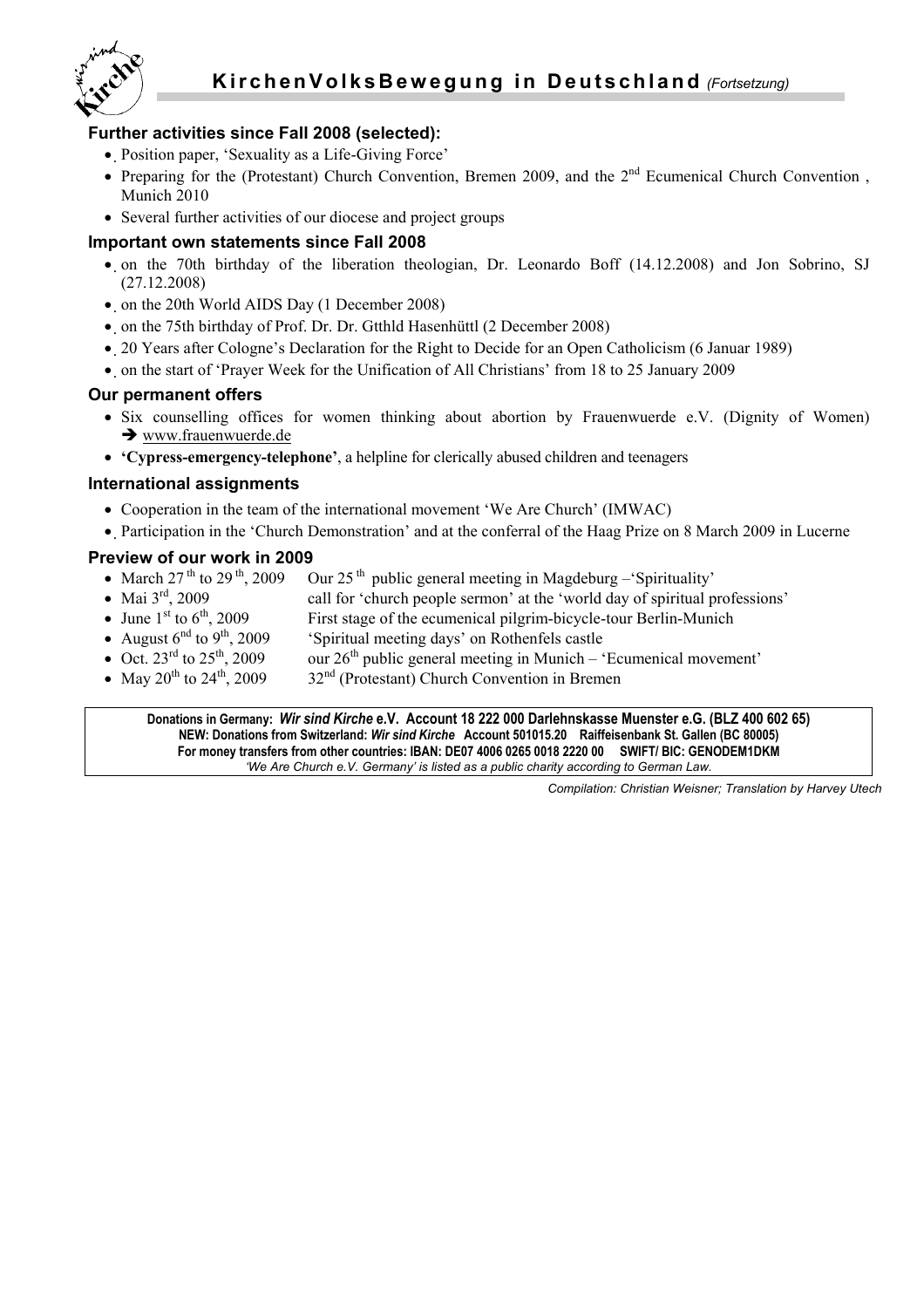# KirchenVolksBewegung in Deutschland *(Fortsetzung)*

## Further activities since Fall 2008 (selected):

- Position paper, 'Sexuality as a Life-Giving Force'
- Preparing for the (Protestant) Church Convention, Bremen 2009, and the 2nd Ecumenical Church Convention , Munich 2010
- Several further activities of our diocese and project groups

## Important own statements since Fall 2008

- on the 70th birthday of the liberation theologian, Dr. Leonardo Boff (14.12.2008) and Jon Sobrino, SJ (27.12.2008)
- on the 20th World AIDS Day (1 December 2008)
- on the 75th birthday of Prof. Dr. Dr. Gtthld Hasenhüttl (2 December 2008)
- 20 Years after Cologne's Declaration for the Right to Decide for an Open Catholicism (6 Januar 1989)
- on the start of 'Prayer Week for the Unification of All Christians' from 18 to 25 January 2009

## Our permanent offers

- Six counselling offices for women thinking about abortion by Frauenwuerde e.V. (Dignity of Women) ➔ www.frauenwuerde.de
- **'Cypress-emergency-telephone'**, a helpline for clerically abused children and teenagers

## International assignments

- Cooperation in the team of the international movement 'We Are Church' (IMWAC)
- Participation in the 'Church Demonstration' and at the conferral of the Haag Prize on 8 March 2009 in Lucerne

## Preview of our work in 2009

- March 27th to 29th, 2009 — Our 25th public general meeting in Magdeburg –'Spirituality'
- Mai 3rd, 2009 — call for 'church people sermon' at the 'world day of spiritual professions'
- June 1st to 6th, 2009 — First stage of the ecumenical pilgrim-bicycle-tour Berlin-Munich
- August 6nd to 9th, 2009 — 'Spiritual meeting days' on Rothenfels castle
- Oct. 23rd to 25th, 2009 — our 26th public general meeting in Munich – 'Ecumenical movement'
- May 20th to 24th, 2009 — 32nd (Protestant) Church Convention in Bremen

**Donations in Germany: *Wir sind Kirche* e.V. Account 18 222 000 Darlehnskasse Muenster e.G. (BLZ 400 602 65)**
**NEW: Donations from Switzerland: *Wir sind Kirche* Account 501015.20 Raiffeisenbank St. Gallen (BC 80005)**
**For money transfers from other countries: IBAN: DE07 4006 0265 0018 2220 00 SWIFT/ BIC: GENODEM1DKM**
*'We Are Church e.V. Germany' is listed as a public charity according to German Law.*

*Compilation: Christian Weisner; Translation by Harvey Utech*